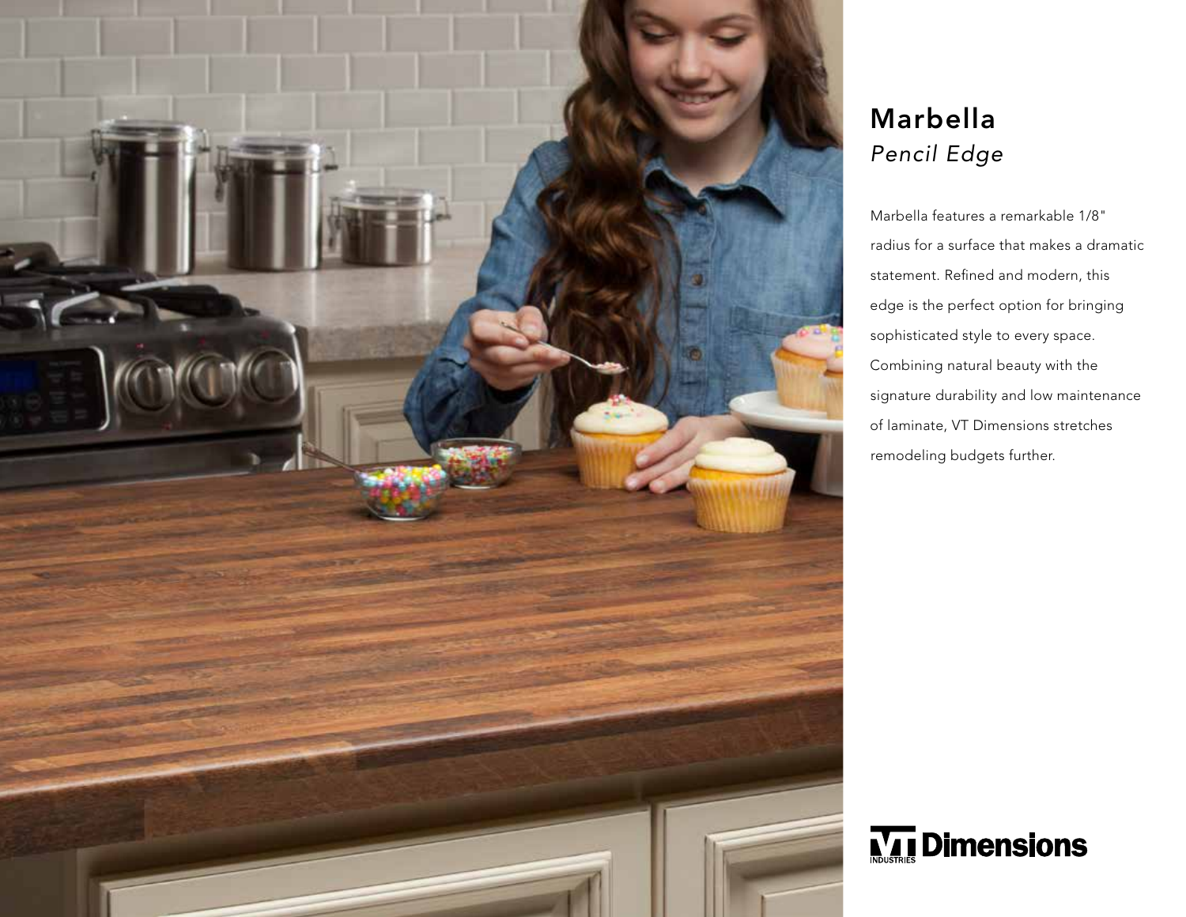# Marbella

*Pencil Edge*

Marbella features a remarkable 1/8" radius for a surface that makes a dramatic statement. Refined and modern, this edge is the perfect option for bringing sophisticated style to every space. Combining natural beauty with the signature durability and low maintenance of laminate, VT Dimensions stretches remodeling budgets further.

VT INDUSTRIES Dimensions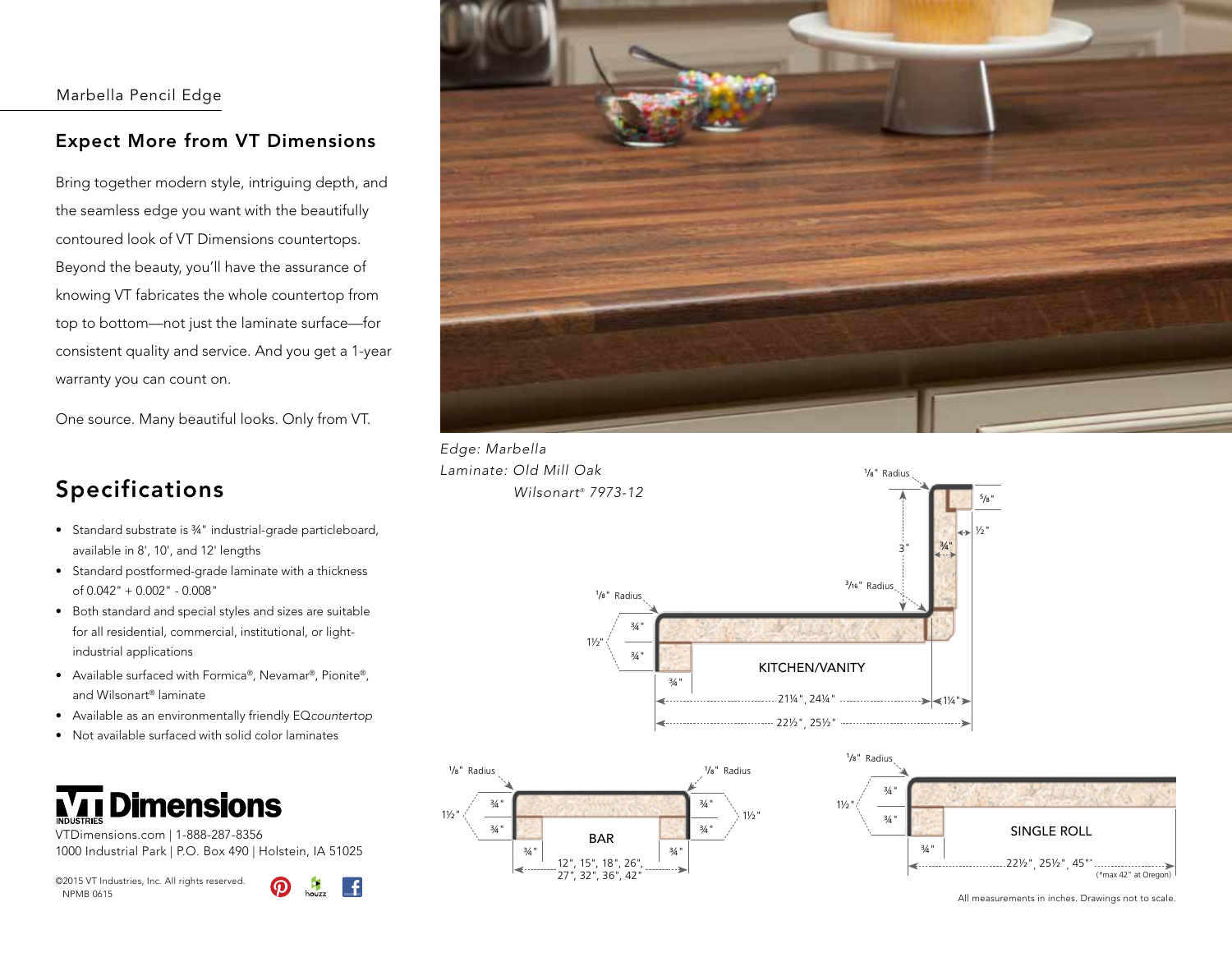Marbella Pencil Edge

## Expect More from VT Dimensions

Bring together modern style, intriguing depth, and the seamless edge you want with the beautifully contoured look of VT Dimensions countertops. Beyond the beauty, you'll have the assurance of knowing VT fabricates the whole countertop from top to bottom—not just the laminate surface—for consistent quality and service. And you get a 1-year warranty you can count on.

One source. Many beautiful looks. Only from VT.

## Specifications

- Standard substrate is ¾" industrial-grade particleboard, available in 8', 10', and 12' lengths
- Standard postformed-grade laminate with a thickness of 0.042" + 0.002" - 0.008"
- Both standard and special styles and sizes are suitable for all residential, commercial, institutional, or light-industrial applications
- Available surfaced with Formica®, Nevamar®, Pionite®, and Wilsonart® laminate
- Available as an environmentally friendly EQ*countertop*
- Not available surfaced with solid color laminates

*Edge: Marbella*
*Laminate: Old Mill Oak*
*Wilsonart® 7973-12*

⅛" Radius
⅝"
½"
3"
¾"
³⁄₁₆" Radius
⅛" Radius
¾"
1½"
¾"
¾"
KITCHEN/VANITY
21¼", 24¼"
1¼"
22½", 25½"

⅛" Radius
⅛" Radius
¾"
1½"
¾"
¾"
1½"
¾"
BAR
¾"
¾"
12", 15", 18", 26", 27", 32", 36", 42"

⅛" Radius
¾"
1½"
¾"
SINGLE ROLL
¾"
22½", 25½", 45"*
(*max 42" at Oregon)

All measurements in inches. Drawings not to scale.

VT Dimensions
VTDimensions.com | 1-888-287-8356
1000 Industrial Park | P.O. Box 490 | Holstein, IA 51025

©2015 VT Industries, Inc. All rights reserved.
NPMB 0615